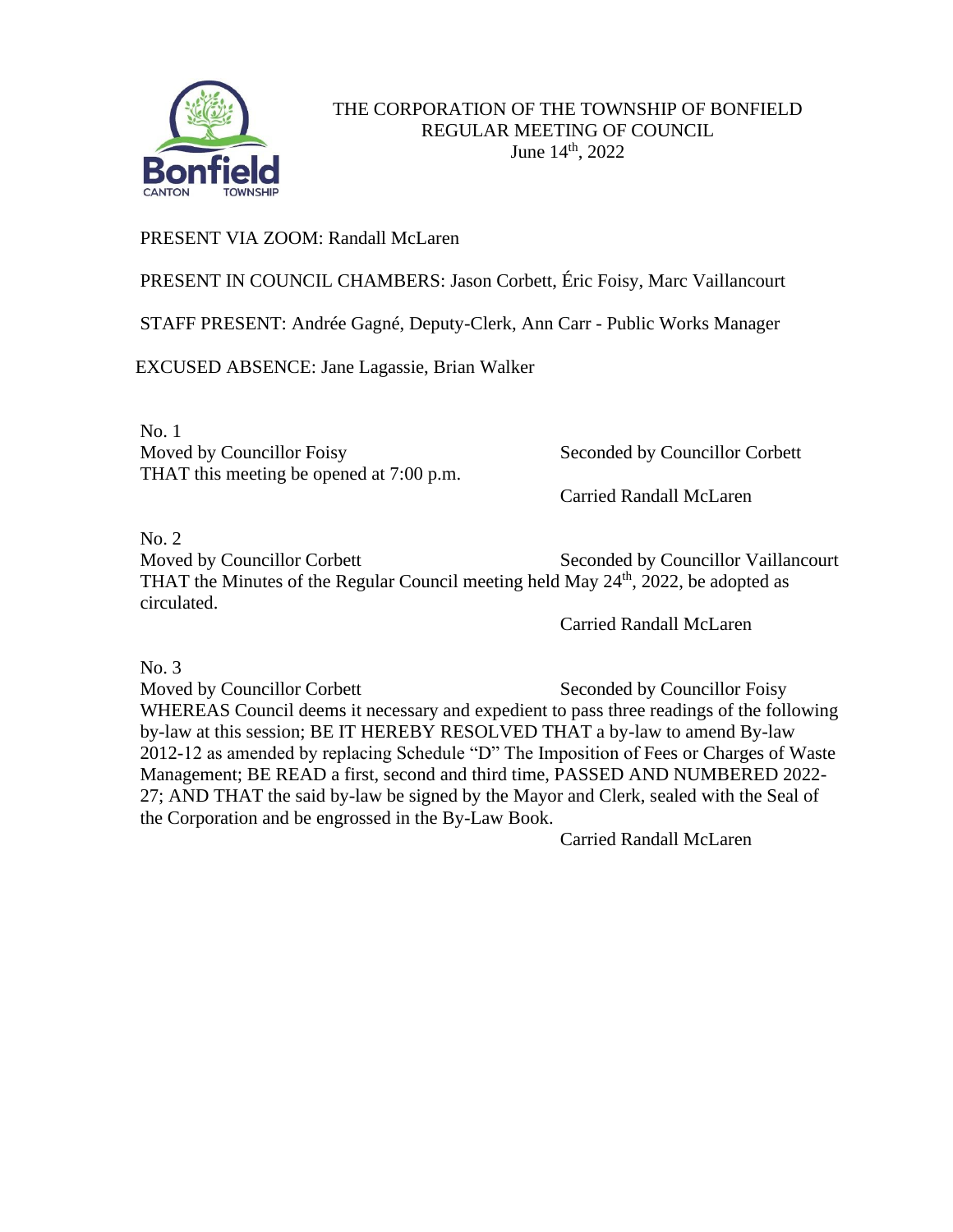# THE CORPORATION OF THE TOWNSHIP OF BONFIELD
## REGULAR MEETING OF COUNCIL
June 14th, 2022

PRESENT VIA ZOOM: Randall McLaren

PRESENT IN COUNCIL CHAMBERS: Jason Corbett, Éric Foisy, Marc Vaillancourt

STAFF PRESENT: Andrée Gagné, Deputy-Clerk, Ann Carr - Public Works Manager

EXCUSED ABSENCE: Jane Lagassie, Brian Walker

No. 1
Moved by Councillor Foisy — Seconded by Councillor Corbett
THAT this meeting be opened at 7:00 p.m.

Carried Randall McLaren

No. 2
Moved by Councillor Corbett — Seconded by Councillor Vaillancourt
THAT the Minutes of the Regular Council meeting held May 24th, 2022, be adopted as circulated.

Carried Randall McLaren

No. 3
Moved by Councillor Corbett — Seconded by Councillor Foisy
WHEREAS Council deems it necessary and expedient to pass three readings of the following by-law at this session; BE IT HEREBY RESOLVED THAT a by-law to amend By-law 2012-12 as amended by replacing Schedule "D" The Imposition of Fees or Charges of Waste Management; BE READ a first, second and third time, PASSED AND NUMBERED 2022-27; AND THAT the said by-law be signed by the Mayor and Clerk, sealed with the Seal of the Corporation and be engrossed in the By-Law Book.

Carried Randall McLaren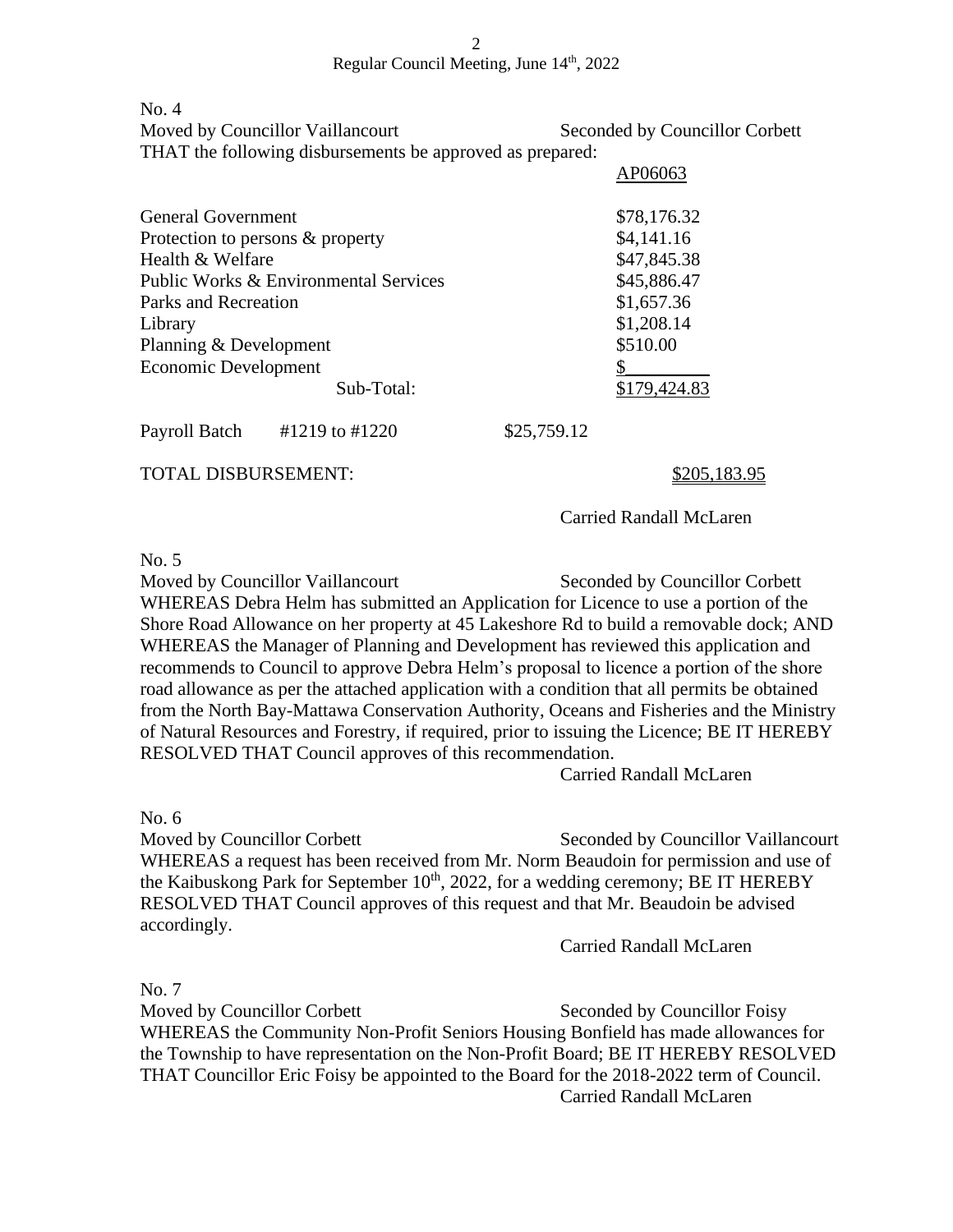No. 4

Moved by Councillor Vaillancourt Seconded by Councillor Corbett

THAT the following disbursements be approved as prepared:

| | | AP06063 |
|---|---|---|
| General Government | | $78,176.32 |
| Protection to persons & property | | $4,141.16 |
| Health & Welfare | | $47,845.38 |
| Public Works & Environmental Services | | $45,886.47 |
| Parks and Recreation | | $1,657.36 |
| Library | | $1,208.14 |
| Planning & Development | | $510.00 |
| Economic Development | | $_________ |
| Sub-Total: | | $179,424.83 |
| Payroll Batch #1219 to #1220 | $25,759.12 | |
| TOTAL DISBURSEMENT: | | $205,183.95 |

Carried Randall McLaren

No. 5

Moved by Councillor Vaillancourt Seconded by Councillor Corbett

WHEREAS Debra Helm has submitted an Application for Licence to use a portion of the Shore Road Allowance on her property at 45 Lakeshore Rd to build a removable dock; AND WHEREAS the Manager of Planning and Development has reviewed this application and recommends to Council to approve Debra Helm's proposal to licence a portion of the shore road allowance as per the attached application with a condition that all permits be obtained from the North Bay-Mattawa Conservation Authority, Oceans and Fisheries and the Ministry of Natural Resources and Forestry, if required, prior to issuing the Licence; BE IT HEREBY RESOLVED THAT Council approves of this recommendation.

Carried Randall McLaren

No. 6

Moved by Councillor Corbett Seconded by Councillor Vaillancourt

WHEREAS a request has been received from Mr. Norm Beaudoin for permission and use of the Kaibuskong Park for September 10th, 2022, for a wedding ceremony; BE IT HEREBY RESOLVED THAT Council approves of this request and that Mr. Beaudoin be advised accordingly.

Carried Randall McLaren

No. 7

Moved by Councillor Corbett Seconded by Councillor Foisy

WHEREAS the Community Non-Profit Seniors Housing Bonfield has made allowances for the Township to have representation on the Non-Profit Board; BE IT HEREBY RESOLVED THAT Councillor Eric Foisy be appointed to the Board for the 2018-2022 term of Council.

Carried Randall McLaren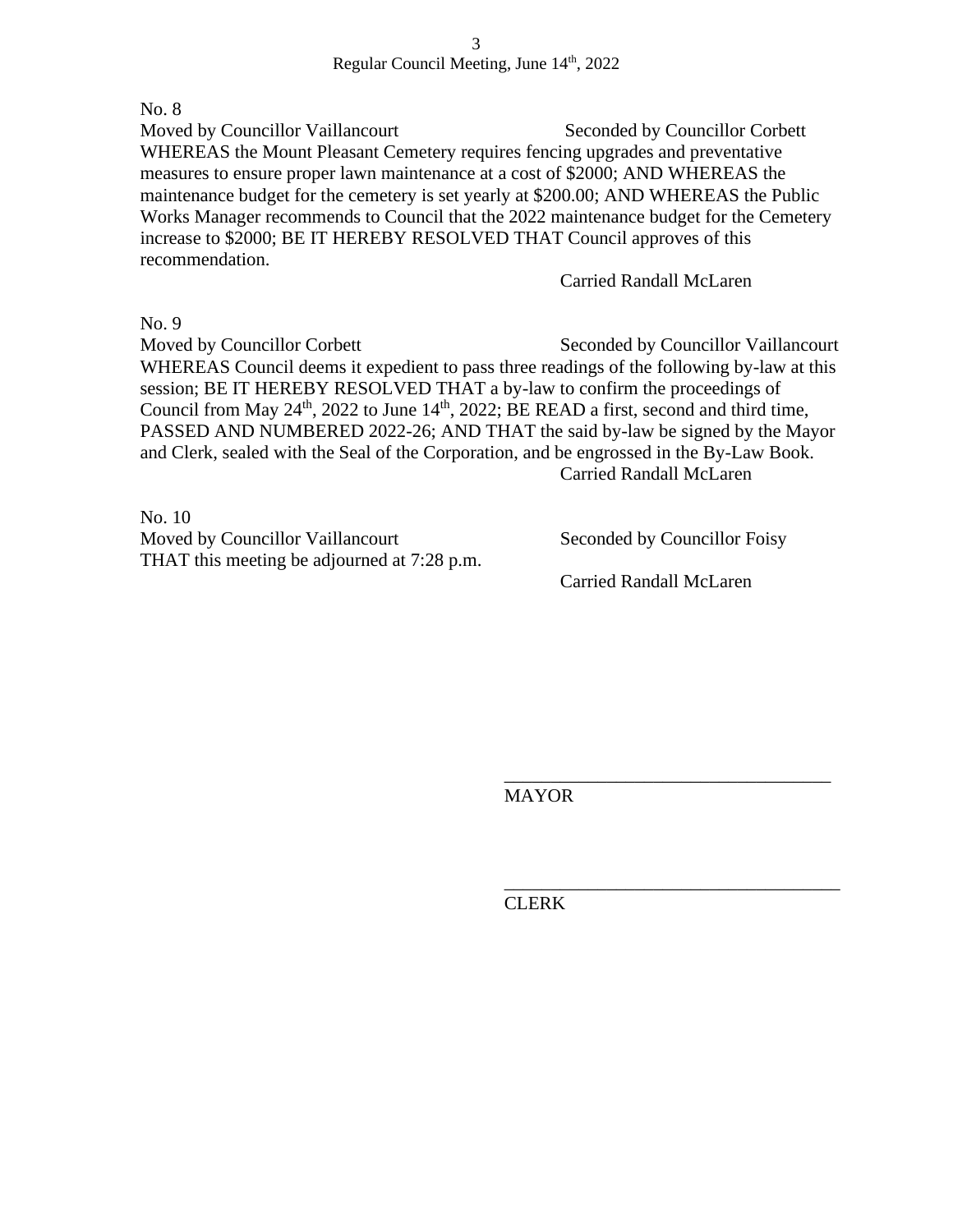No. 8

Moved by Councillor Vaillancourt Seconded by Councillor Corbett

WHEREAS the Mount Pleasant Cemetery requires fencing upgrades and preventative measures to ensure proper lawn maintenance at a cost of $2000; AND WHEREAS the maintenance budget for the cemetery is set yearly at $200.00; AND WHEREAS the Public Works Manager recommends to Council that the 2022 maintenance budget for the Cemetery increase to $2000; BE IT HEREBY RESOLVED THAT Council approves of this recommendation.

Carried Randall McLaren

No. 9

Moved by Councillor Corbett Seconded by Councillor Vaillancourt

WHEREAS Council deems it expedient to pass three readings of the following by-law at this session; BE IT HEREBY RESOLVED THAT a by-law to confirm the proceedings of Council from May 24th, 2022 to June 14th, 2022; BE READ a first, second and third time, PASSED AND NUMBERED 2022-26; AND THAT the said by-law be signed by the Mayor and Clerk, sealed with the Seal of the Corporation, and be engrossed in the By-Law Book.

Carried Randall McLaren

No. 10

Moved by Councillor Vaillancourt Seconded by Councillor Foisy

THAT this meeting be adjourned at 7:28 p.m.

Carried Randall McLaren

___________________________________
MAYOR

___________________________________
CLERK